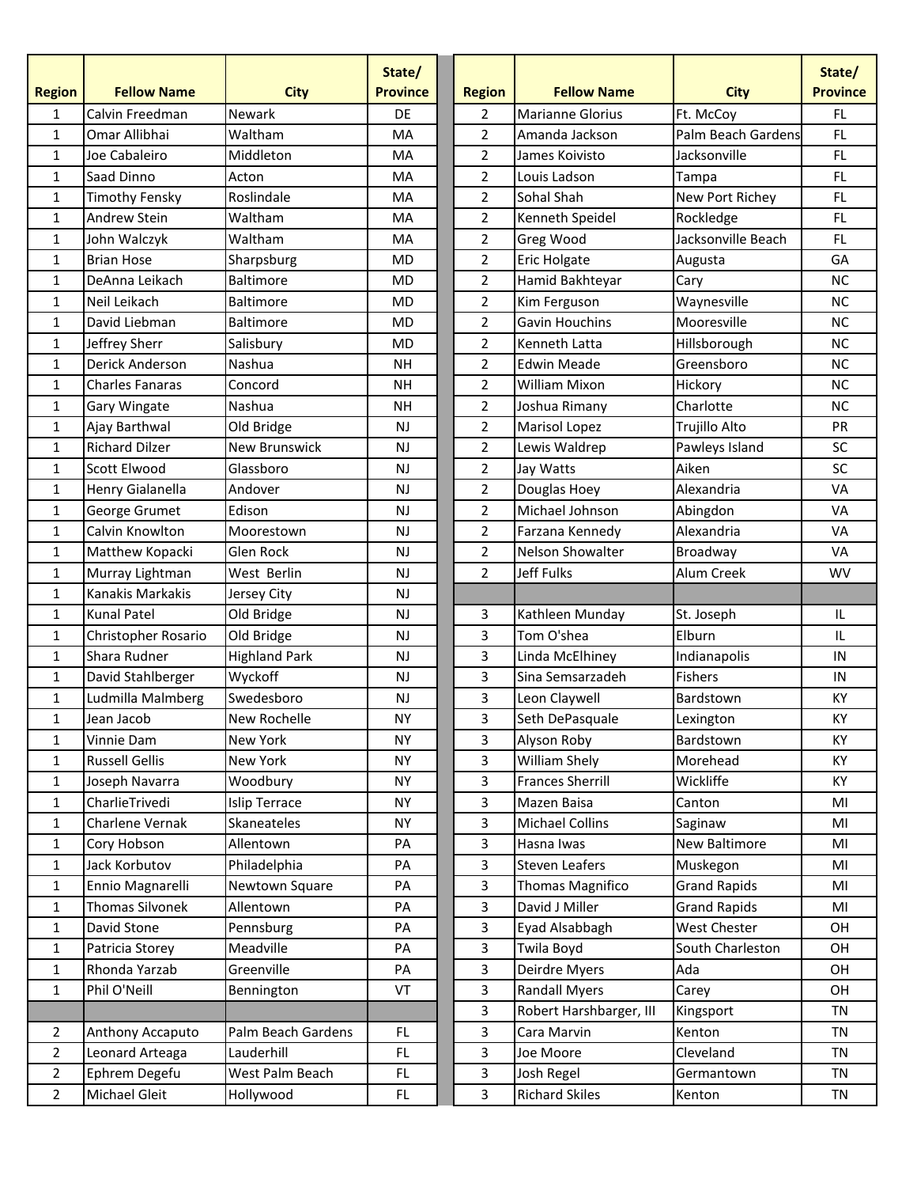| Region | Fellow Name | City | State/ Province |
|---|---|---|---|
| 1 | Calvin Freedman | Newark | DE |
| 1 | Omar Allibhai | Waltham | MA |
| 1 | Joe Cabaleiro | Middleton | MA |
| 1 | Saad Dinno | Acton | MA |
| 1 | Timothy Fensky | Roslindale | MA |
| 1 | Andrew Stein | Waltham | MA |
| 1 | John Walczyk | Waltham | MA |
| 1 | Brian Hose | Sharpsburg | MD |
| 1 | DeAnna Leikach | Baltimore | MD |
| 1 | Neil Leikach | Baltimore | MD |
| 1 | David Liebman | Baltimore | MD |
| 1 | Jeffrey Sherr | Salisbury | MD |
| 1 | Derick Anderson | Nashua | NH |
| 1 | Charles Fanaras | Concord | NH |
| 1 | Gary Wingate | Nashua | NH |
| 1 | Ajay Barthwal | Old Bridge | NJ |
| 1 | Richard Dilzer | New Brunswick | NJ |
| 1 | Scott Elwood | Glassboro | NJ |
| 1 | Henry Gialanella | Andover | NJ |
| 1 | George Grumet | Edison | NJ |
| 1 | Calvin Knowlton | Moorestown | NJ |
| 1 | Matthew Kopacki | Glen Rock | NJ |
| 1 | Murray Lightman | West Berlin | NJ |
| 1 | Kanakis Markakis | Jersey City | NJ |
| 1 | Kunal Patel | Old Bridge | NJ |
| 1 | Christopher Rosario | Old Bridge | NJ |
| 1 | Shara Rudner | Highland Park | NJ |
| 1 | David Stahlberger | Wyckoff | NJ |
| 1 | Ludmilla Malmberg | Swedesboro | NJ |
| 1 | Jean Jacob | New Rochelle | NY |
| 1 | Vinnie Dam | New York | NY |
| 1 | Russell Gellis | New York | NY |
| 1 | Joseph Navarra | Woodbury | NY |
| 1 | CharlieTrivedi | Islip Terrace | NY |
| 1 | Charlene Vernak | Skaneateles | NY |
| 1 | Cory Hobson | Allentown | PA |
| 1 | Jack Korbutov | Philadelphia | PA |
| 1 | Ennio Magnarelli | Newtown Square | PA |
| 1 | Thomas Silvonek | Allentown | PA |
| 1 | David Stone | Pennsburg | PA |
| 1 | Patricia Storey | Meadville | PA |
| 1 | Rhonda Yarzab | Greenville | PA |
| 1 | Phil O'Neill | Bennington | VT |
| | | | |
| 2 | Anthony Accaputo | Palm Beach Gardens | FL |
| 2 | Leonard Arteaga | Lauderhill | FL |
| 2 | Ephrem Degefu | West Palm Beach | FL |
| 2 | Michael Gleit | Hollywood | FL |
| 2 | Marianne Glorius | Ft. McCoy | FL |
| 2 | Amanda Jackson | Palm Beach Gardens | FL |
| 2 | James Koivisto | Jacksonville | FL |
| 2 | Louis Ladson | Tampa | FL |
| 2 | Sohal Shah | New Port Richey | FL |
| 2 | Kenneth Speidel | Rockledge | FL |
| 2 | Greg Wood | Jacksonville Beach | FL |
| 2 | Eric Holgate | Augusta | GA |
| 2 | Hamid Bakhteyar | Cary | NC |
| 2 | Kim Ferguson | Waynesville | NC |
| 2 | Gavin Houchins | Mooresville | NC |
| 2 | Kenneth Latta | Hillsborough | NC |
| 2 | Edwin Meade | Greensboro | NC |
| 2 | William Mixon | Hickory | NC |
| 2 | Joshua Rimany | Charlotte | NC |
| 2 | Marisol Lopez | Trujillo Alto | PR |
| 2 | Lewis Waldrep | Pawleys Island | SC |
| 2 | Jay Watts | Aiken | SC |
| 2 | Douglas Hoey | Alexandria | VA |
| 2 | Michael Johnson | Abingdon | VA |
| 2 | Farzana Kennedy | Alexandria | VA |
| 2 | Nelson Showalter | Broadway | VA |
| 2 | Jeff Fulks | Alum Creek | WV |
| | | | |
| 3 | Kathleen Munday | St. Joseph | IL |
| 3 | Tom O'shea | Elburn | IL |
| 3 | Linda McElhiney | Indianapolis | IN |
| 3 | Sina Semsarzadeh | Fishers | IN |
| 3 | Leon Claywell | Bardstown | KY |
| 3 | Seth DePasquale | Lexington | KY |
| 3 | Alyson Roby | Bardstown | KY |
| 3 | William Shely | Morehead | KY |
| 3 | Frances Sherrill | Wickliffe | KY |
| 3 | Mazen Baisa | Canton | MI |
| 3 | Michael Collins | Saginaw | MI |
| 3 | Hasna Iwas | New Baltimore | MI |
| 3 | Steven Leafers | Muskegon | MI |
| 3 | Thomas Magnifico | Grand Rapids | MI |
| 3 | David J Miller | Grand Rapids | MI |
| 3 | Eyad Alsabbagh | West Chester | OH |
| 3 | Twila Boyd | South Charleston | OH |
| 3 | Deirdre Myers | Ada | OH |
| 3 | Randall Myers | Carey | OH |
| 3 | Robert Harshbarger, III | Kingsport | TN |
| 3 | Cara Marvin | Kenton | TN |
| 3 | Joe Moore | Cleveland | TN |
| 3 | Josh Regel | Germantown | TN |
| 3 | Richard Skiles | Kenton | TN |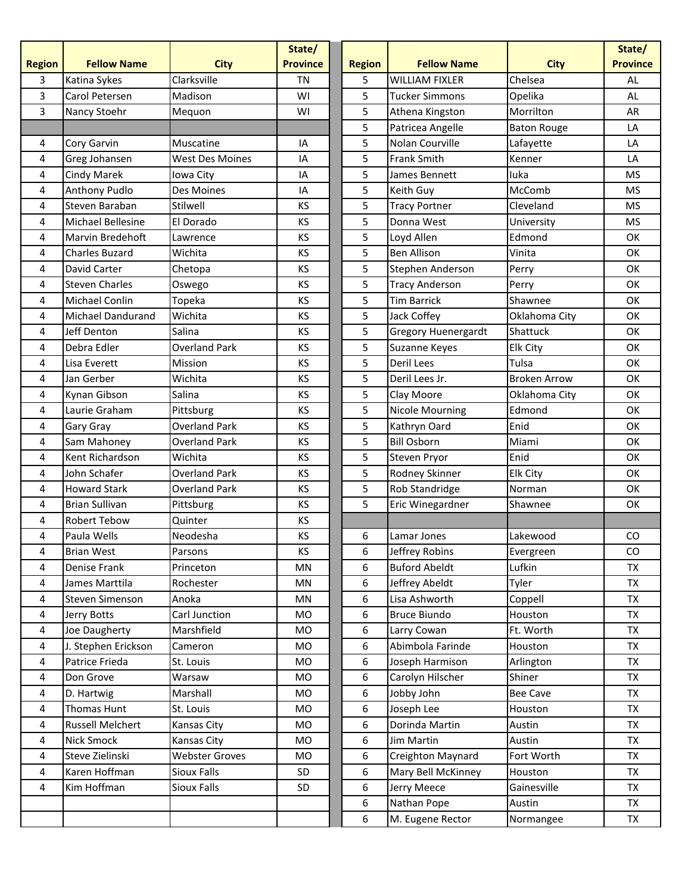| Region | Fellow Name | City | State/ Province |
|---|---|---|---|
| 3 | Katina Sykes | Clarksville | TN |
| 3 | Carol Petersen | Madison | WI |
| 3 | Nancy Stoehr | Mequon | WI |
| | | | |
| 4 | Cory Garvin | Muscatine | IA |
| 4 | Greg Johansen | West Des Moines | IA |
| 4 | Cindy Marek | Iowa City | IA |
| 4 | Anthony Pudlo | Des Moines | IA |
| 4 | Steven Baraban | Stilwell | KS |
| 4 | Michael Bellesine | El Dorado | KS |
| 4 | Marvin Bredehoft | Lawrence | KS |
| 4 | Charles Buzard | Wichita | KS |
| 4 | David Carter | Chetopa | KS |
| 4 | Steven Charles | Oswego | KS |
| 4 | Michael Conlin | Topeka | KS |
| 4 | Michael Dandurand | Wichita | KS |
| 4 | Jeff Denton | Salina | KS |
| 4 | Debra Edler | Overland Park | KS |
| 4 | Lisa Everett | Mission | KS |
| 4 | Jan Gerber | Wichita | KS |
| 4 | Kynan Gibson | Salina | KS |
| 4 | Laurie Graham | Pittsburg | KS |
| 4 | Gary Gray | Overland Park | KS |
| 4 | Sam Mahoney | Overland Park | KS |
| 4 | Kent Richardson | Wichita | KS |
| 4 | John Schafer | Overland Park | KS |
| 4 | Howard Stark | Overland Park | KS |
| 4 | Brian Sullivan | Pittsburg | KS |
| 4 | Robert Tebow | Quinter | KS |
| 4 | Paula Wells | Neodesha | KS |
| 4 | Brian West | Parsons | KS |
| 4 | Denise Frank | Princeton | MN |
| 4 | James Marttila | Rochester | MN |
| 4 | Steven Simenson | Anoka | MN |
| 4 | Jerry Botts | Carl Junction | MO |
| 4 | Joe Daugherty | Marshfield | MO |
| 4 | J. Stephen Erickson | Cameron | MO |
| 4 | Patrice Frieda | St. Louis | MO |
| 4 | Don Grove | Warsaw | MO |
| 4 | D. Hartwig | Marshall | MO |
| 4 | Thomas Hunt | St. Louis | MO |
| 4 | Russell Melchert | Kansas City | MO |
| 4 | Nick Smock | Kansas City | MO |
| 4 | Steve Zielinski | Webster Groves | MO |
| 4 | Karen Hoffman | Sioux Falls | SD |
| 4 | Kim Hoffman | Sioux Falls | SD |

| Region | Fellow Name | City | State/ Province |
|---|---|---|---|
| 5 | WILLIAM FIXLER | Chelsea | AL |
| 5 | Tucker Simmons | Opelika | AL |
| 5 | Athena Kingston | Morrilton | AR |
| 5 | Patricea Angelle | Baton Rouge | LA |
| 5 | Nolan Courville | Lafayette | LA |
| 5 | Frank Smith | Kenner | LA |
| 5 | James Bennett | Iuka | MS |
| 5 | Keith Guy | McComb | MS |
| 5 | Tracy Portner | Cleveland | MS |
| 5 | Donna West | University | MS |
| 5 | Loyd Allen | Edmond | OK |
| 5 | Ben Allison | Vinita | OK |
| 5 | Stephen Anderson | Perry | OK |
| 5 | Tracy Anderson | Perry | OK |
| 5 | Tim Barrick | Shawnee | OK |
| 5 | Jack Coffey | Oklahoma City | OK |
| 5 | Gregory Huenergardt | Shattuck | OK |
| 5 | Suzanne Keyes | Elk City | OK |
| 5 | Deril Lees | Tulsa | OK |
| 5 | Deril Lees Jr. | Broken Arrow | OK |
| 5 | Clay Moore | Oklahoma City | OK |
| 5 | Nicole Mourning | Edmond | OK |
| 5 | Kathryn Oard | Enid | OK |
| 5 | Bill Osborn | Miami | OK |
| 5 | Steven Pryor | Enid | OK |
| 5 | Rodney Skinner | Elk City | OK |
| 5 | Rob Standridge | Norman | OK |
| 5 | Eric Winegardner | Shawnee | OK |
| | | | |
| 6 | Lamar Jones | Lakewood | CO |
| 6 | Jeffrey Robins | Evergreen | CO |
| 6 | Buford Abeldt | Lufkin | TX |
| 6 | Jeffrey Abeldt | Tyler | TX |
| 6 | Lisa Ashworth | Coppell | TX |
| 6 | Bruce Biundo | Houston | TX |
| 6 | Larry Cowan | Ft. Worth | TX |
| 6 | Abimbola Farinde | Houston | TX |
| 6 | Joseph Harmison | Arlington | TX |
| 6 | Carolyn Hilscher | Shiner | TX |
| 6 | Jobby John | Bee Cave | TX |
| 6 | Joseph Lee | Houston | TX |
| 6 | Dorinda Martin | Austin | TX |
| 6 | Jim Martin | Austin | TX |
| 6 | Creighton Maynard | Fort Worth | TX |
| 6 | Mary Bell McKinney | Houston | TX |
| 6 | Jerry Meece | Gainesville | TX |
| 6 | Nathan Pope | Austin | TX |
| 6 | M. Eugene Rector | Normangee | TX |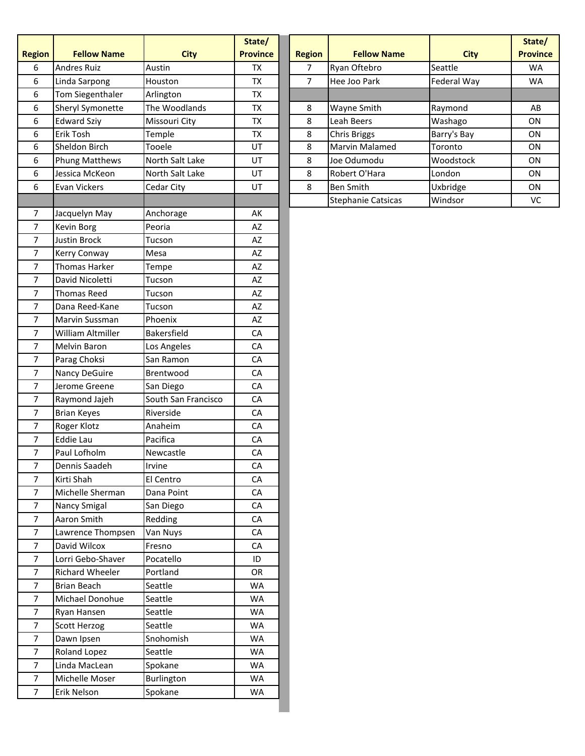| Region | Fellow Name | City | State/ Province |
|---|---|---|---|
| 6 | Andres Ruiz | Austin | TX |
| 6 | Linda Sarpong | Houston | TX |
| 6 | Tom Siegenthaler | Arlington | TX |
| 6 | Sheryl Symonette | The Woodlands | TX |
| 6 | Edward Sziy | Missouri City | TX |
| 6 | Erik Tosh | Temple | TX |
| 6 | Sheldon Birch | Tooele | UT |
| 6 | Phung Matthews | North Salt Lake | UT |
| 6 | Jessica McKeon | North Salt Lake | UT |
| 6 | Evan Vickers | Cedar City | UT |
| | | | |
| 7 | Jacquelyn May | Anchorage | AK |
| 7 | Kevin Borg | Peoria | AZ |
| 7 | Justin Brock | Tucson | AZ |
| 7 | Kerry Conway | Mesa | AZ |
| 7 | Thomas Harker | Tempe | AZ |
| 7 | David Nicoletti | Tucson | AZ |
| 7 | Thomas Reed | Tucson | AZ |
| 7 | Dana Reed-Kane | Tucson | AZ |
| 7 | Marvin Sussman | Phoenix | AZ |
| 7 | William Altmiller | Bakersfield | CA |
| 7 | Melvin Baron | Los Angeles | CA |
| 7 | Parag Choksi | San Ramon | CA |
| 7 | Nancy DeGuire | Brentwood | CA |
| 7 | Jerome Greene | San Diego | CA |
| 7 | Raymond Jajeh | South San Francisco | CA |
| 7 | Brian Keyes | Riverside | CA |
| 7 | Roger Klotz | Anaheim | CA |
| 7 | Eddie Lau | Pacifica | CA |
| 7 | Paul Lofholm | Newcastle | CA |
| 7 | Dennis Saadeh | Irvine | CA |
| 7 | Kirti Shah | El Centro | CA |
| 7 | Michelle Sherman | Dana Point | CA |
| 7 | Nancy Smigal | San Diego | CA |
| 7 | Aaron Smith | Redding | CA |
| 7 | Lawrence Thompsen | Van Nuys | CA |
| 7 | David Wilcox | Fresno | CA |
| 7 | Lorri Gebo-Shaver | Pocatello | ID |
| 7 | Richard Wheeler | Portland | OR |
| 7 | Brian Beach | Seattle | WA |
| 7 | Michael Donohue | Seattle | WA |
| 7 | Ryan Hansen | Seattle | WA |
| 7 | Scott Herzog | Seattle | WA |
| 7 | Dawn Ipsen | Snohomish | WA |
| 7 | Roland Lopez | Seattle | WA |
| 7 | Linda MacLean | Spokane | WA |
| 7 | Michelle Moser | Burlington | WA |
| 7 | Erik Nelson | Spokane | WA |
| 7 | Ryan Oftebro | Seattle | WA |
| 7 | Hee Joo Park | Federal Way | WA |
| | | | |
| 8 | Wayne Smith | Raymond | AB |
| 8 | Leah Beers | Washago | ON |
| 8 | Chris Briggs | Barry's Bay | ON |
| 8 | Marvin Malamed | Toronto | ON |
| 8 | Joe Odumodu | Woodstock | ON |
| 8 | Robert O'Hara | London | ON |
| 8 | Ben Smith | Uxbridge | ON |
| | Stephanie Catsicas | Windsor | VC |